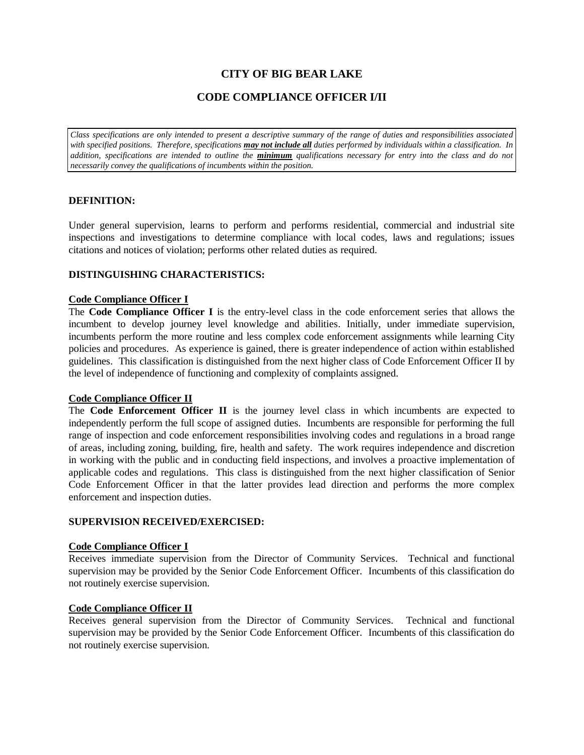# CITY OF BIG BEAR LAKE

## CODE COMPLIANCE OFFICER I/II

*Class specifications are only intended to present a descriptive summary of the range of duties and responsibilities associated with specified positions. Therefore, specifications **may not include all** duties performed by individuals within a classification. In addition, specifications are intended to outline the **minimum** qualifications necessary for entry into the class and do not necessarily convey the qualifications of incumbents within the position.*

### DEFINITION:

Under general supervision, learns to perform and performs residential, commercial and industrial site inspections and investigations to determine compliance with local codes, laws and regulations; issues citations and notices of violation; performs other related duties as required.

### DISTINGUISHING CHARACTERISTICS:

**Code Compliance Officer I**

The **Code Compliance Officer I** is the entry-level class in the code enforcement series that allows the incumbent to develop journey level knowledge and abilities. Initially, under immediate supervision, incumbents perform the more routine and less complex code enforcement assignments while learning City policies and procedures. As experience is gained, there is greater independence of action within established guidelines. This classification is distinguished from the next higher class of Code Enforcement Officer II by the level of independence of functioning and complexity of complaints assigned.

**Code Compliance Officer II**

The **Code Enforcement Officer II** is the journey level class in which incumbents are expected to independently perform the full scope of assigned duties. Incumbents are responsible for performing the full range of inspection and code enforcement responsibilities involving codes and regulations in a broad range of areas, including zoning, building, fire, health and safety. The work requires independence and discretion in working with the public and in conducting field inspections, and involves a proactive implementation of applicable codes and regulations. This class is distinguished from the next higher classification of Senior Code Enforcement Officer in that the latter provides lead direction and performs the more complex enforcement and inspection duties.

### SUPERVISION RECEIVED/EXERCISED:

**Code Compliance Officer I**

Receives immediate supervision from the Director of Community Services. Technical and functional supervision may be provided by the Senior Code Enforcement Officer. Incumbents of this classification do not routinely exercise supervision.

**Code Compliance Officer II**

Receives general supervision from the Director of Community Services. Technical and functional supervision may be provided by the Senior Code Enforcement Officer. Incumbents of this classification do not routinely exercise supervision.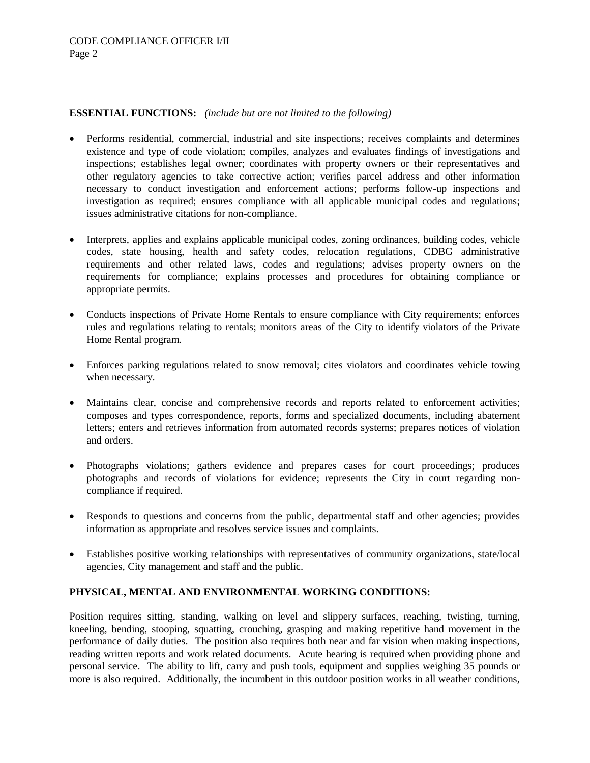**ESSENTIAL FUNCTIONS:** *(include but are not limited to the following)*

- Performs residential, commercial, industrial and site inspections; receives complaints and determines existence and type of code violation; compiles, analyzes and evaluates findings of investigations and inspections; establishes legal owner; coordinates with property owners or their representatives and other regulatory agencies to take corrective action; verifies parcel address and other information necessary to conduct investigation and enforcement actions; performs follow-up inspections and investigation as required; ensures compliance with all applicable municipal codes and regulations; issues administrative citations for non-compliance.

- Interprets, applies and explains applicable municipal codes, zoning ordinances, building codes, vehicle codes, state housing, health and safety codes, relocation regulations, CDBG administrative requirements and other related laws, codes and regulations; advises property owners on the requirements for compliance; explains processes and procedures for obtaining compliance or appropriate permits.

- Conducts inspections of Private Home Rentals to ensure compliance with City requirements; enforces rules and regulations relating to rentals; monitors areas of the City to identify violators of the Private Home Rental program.

- Enforces parking regulations related to snow removal; cites violators and coordinates vehicle towing when necessary.

- Maintains clear, concise and comprehensive records and reports related to enforcement activities; composes and types correspondence, reports, forms and specialized documents, including abatement letters; enters and retrieves information from automated records systems; prepares notices of violation and orders.

- Photographs violations; gathers evidence and prepares cases for court proceedings; produces photographs and records of violations for evidence; represents the City in court regarding non-compliance if required.

- Responds to questions and concerns from the public, departmental staff and other agencies; provides information as appropriate and resolves service issues and complaints.

- Establishes positive working relationships with representatives of community organizations, state/local agencies, City management and staff and the public.

**PHYSICAL, MENTAL AND ENVIRONMENTAL WORKING CONDITIONS:**

Position requires sitting, standing, walking on level and slippery surfaces, reaching, twisting, turning, kneeling, bending, stooping, squatting, crouching, grasping and making repetitive hand movement in the performance of daily duties. The position also requires both near and far vision when making inspections, reading written reports and work related documents. Acute hearing is required when providing phone and personal service. The ability to lift, carry and push tools, equipment and supplies weighing 35 pounds or more is also required. Additionally, the incumbent in this outdoor position works in all weather conditions,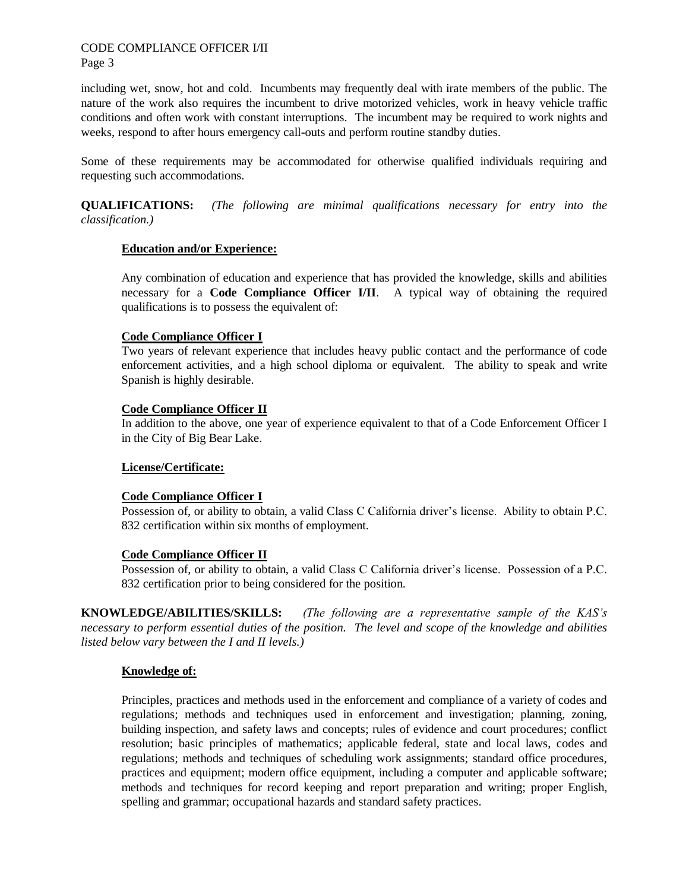including wet, snow, hot and cold. Incumbents may frequently deal with irate members of the public. The nature of the work also requires the incumbent to drive motorized vehicles, work in heavy vehicle traffic conditions and often work with constant interruptions. The incumbent may be required to work nights and weeks, respond to after hours emergency call-outs and perform routine standby duties.

Some of these requirements may be accommodated for otherwise qualified individuals requiring and requesting such accommodations.

**QUALIFICATIONS:** *(The following are minimal qualifications necessary for entry into the classification.)*

**Education and/or Experience:**

Any combination of education and experience that has provided the knowledge, skills and abilities necessary for a **Code Compliance Officer I/II**. A typical way of obtaining the required qualifications is to possess the equivalent of:

**Code Compliance Officer I**

Two years of relevant experience that includes heavy public contact and the performance of code enforcement activities, and a high school diploma or equivalent. The ability to speak and write Spanish is highly desirable.

**Code Compliance Officer II**

In addition to the above, one year of experience equivalent to that of a Code Enforcement Officer I in the City of Big Bear Lake.

**License/Certificate:**

**Code Compliance Officer I**

Possession of, or ability to obtain, a valid Class C California driver's license. Ability to obtain P.C. 832 certification within six months of employment.

**Code Compliance Officer II**

Possession of, or ability to obtain, a valid Class C California driver's license. Possession of a P.C. 832 certification prior to being considered for the position.

**KNOWLEDGE/ABILITIES/SKILLS:** *(The following are a representative sample of the KAS's necessary to perform essential duties of the position. The level and scope of the knowledge and abilities listed below vary between the I and II levels.)*

**Knowledge of:**

Principles, practices and methods used in the enforcement and compliance of a variety of codes and regulations; methods and techniques used in enforcement and investigation; planning, zoning, building inspection, and safety laws and concepts; rules of evidence and court procedures; conflict resolution; basic principles of mathematics; applicable federal, state and local laws, codes and regulations; methods and techniques of scheduling work assignments; standard office procedures, practices and equipment; modern office equipment, including a computer and applicable software; methods and techniques for record keeping and report preparation and writing; proper English, spelling and grammar; occupational hazards and standard safety practices.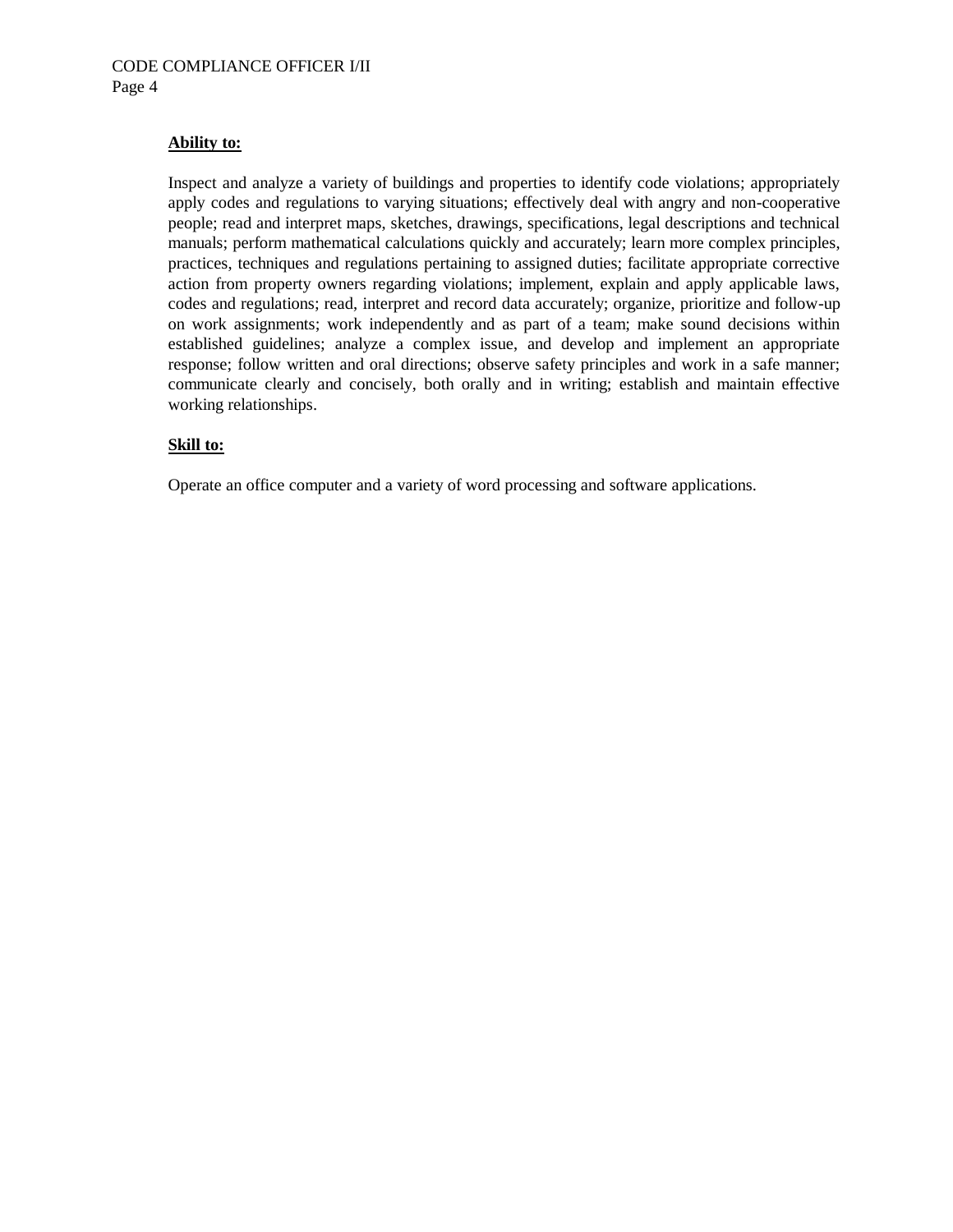**Ability to:**

Inspect and analyze a variety of buildings and properties to identify code violations; appropriately apply codes and regulations to varying situations; effectively deal with angry and non-cooperative people; read and interpret maps, sketches, drawings, specifications, legal descriptions and technical manuals; perform mathematical calculations quickly and accurately; learn more complex principles, practices, techniques and regulations pertaining to assigned duties; facilitate appropriate corrective action from property owners regarding violations; implement, explain and apply applicable laws, codes and regulations; read, interpret and record data accurately; organize, prioritize and follow-up on work assignments; work independently and as part of a team; make sound decisions within established guidelines; analyze a complex issue, and develop and implement an appropriate response; follow written and oral directions; observe safety principles and work in a safe manner; communicate clearly and concisely, both orally and in writing; establish and maintain effective working relationships.

**Skill to:**

Operate an office computer and a variety of word processing and software applications.